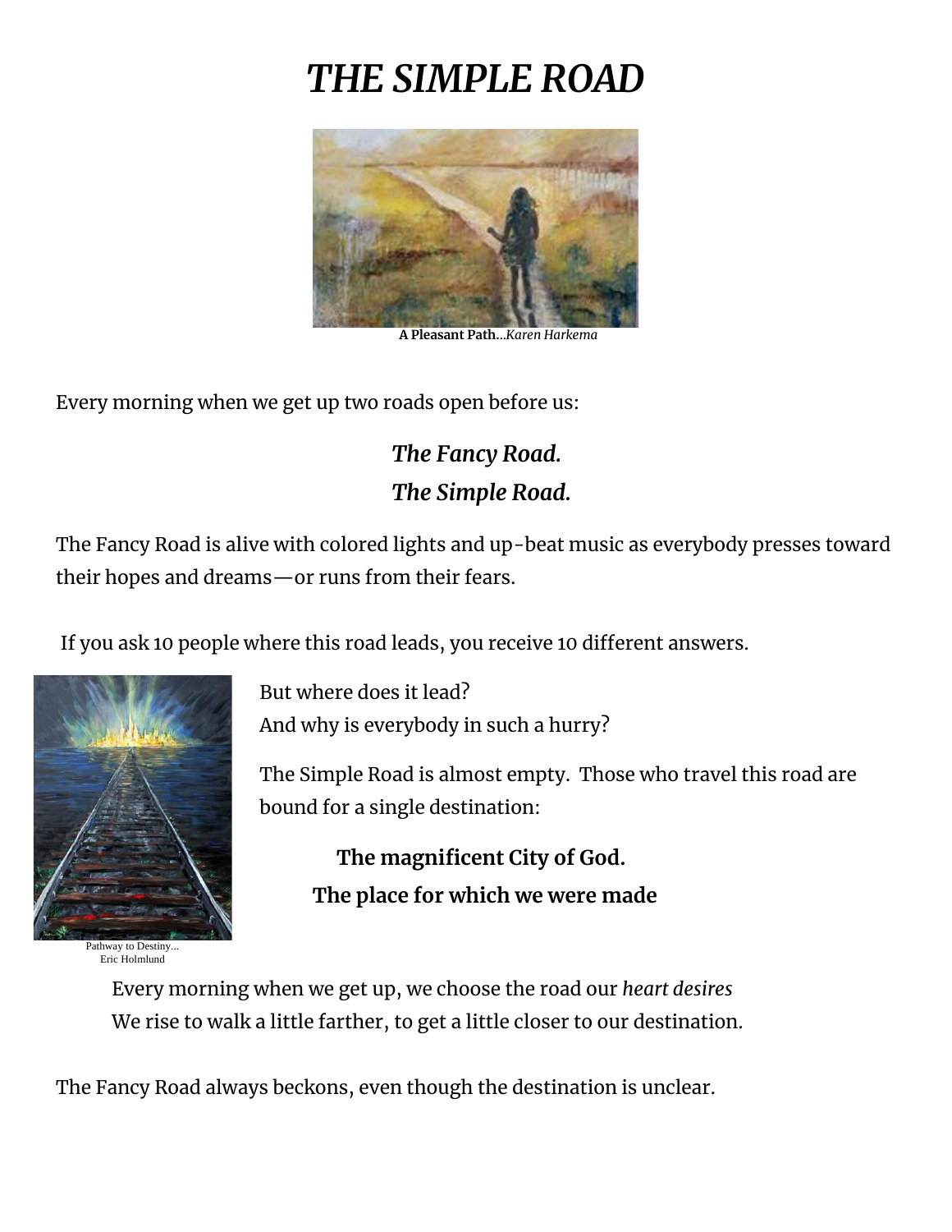# *THE SIMPLE ROAD*

**A Pleasant Path**...*Karen Harkema*

Every morning when we get up two roads open before us:

***The Fancy Road.***
***The Simple Road.***

The Fancy Road is alive with colored lights and up-beat music as everybody presses toward their hopes and dreams—or runs from their fears.

If you ask 10 people where this road leads, you receive 10 different answers.

But where does it lead?
And why is everybody in such a hurry?

The Simple Road is almost empty. Those who travel this road are bound for a single destination:

**The magnificent City of God.**
**The place for which we were made**

Pathway to Destiny...
Eric Holmlund

Every morning when we get up, we choose the road our *heart desires*
We rise to walk a little farther, to get a little closer to our destination.

The Fancy Road always beckons, even though the destination is unclear.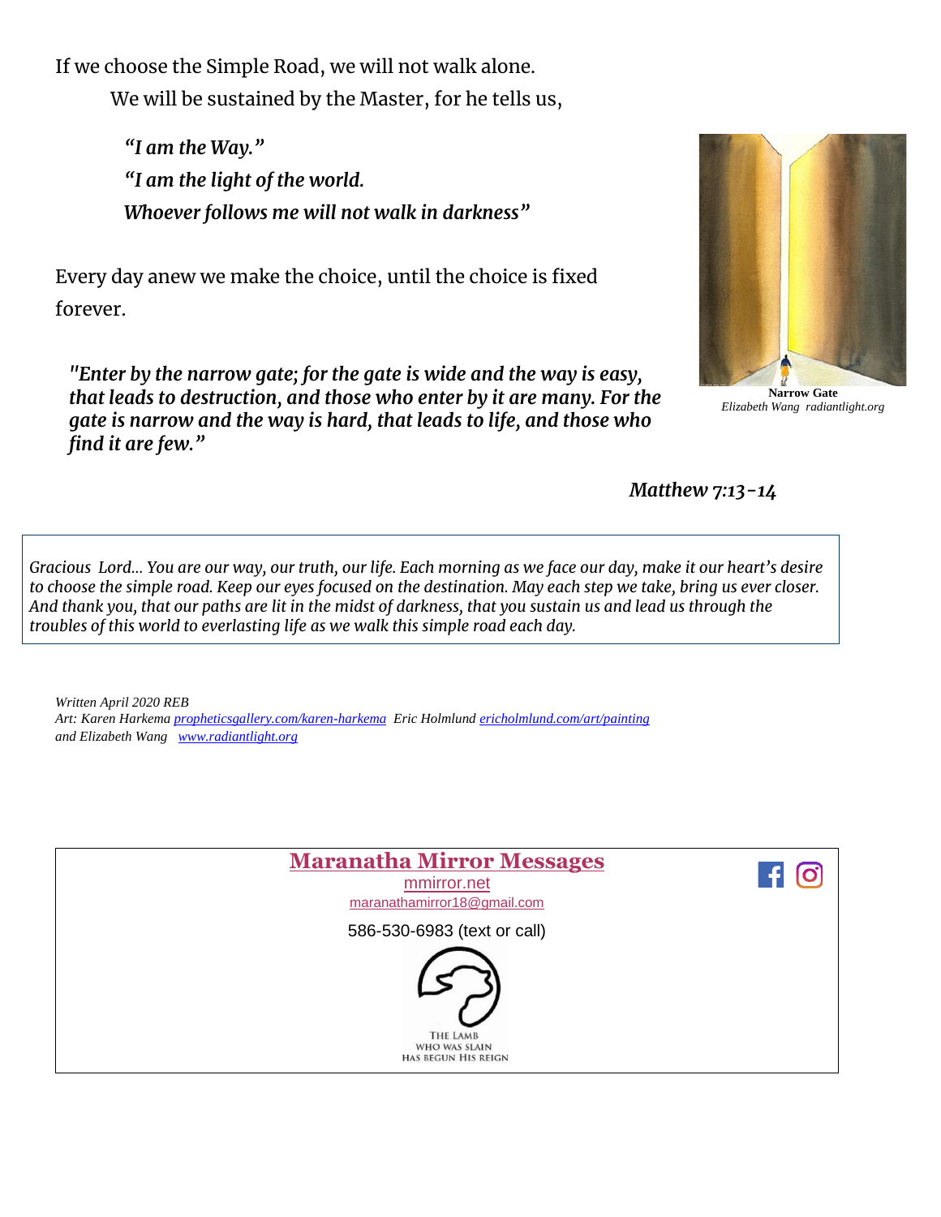If we choose the Simple Road, we will not walk alone.

We will be sustained by the Master, for he tells us,

*"I am the Way."*
*"I am the light of the world.*
*Whoever follows me will not walk in darkness"*

Every day anew we make the choice, until the choice is fixed forever.

**Narrow Gate**
*Elizabeth Wang radiantlight.org*

*"Enter by the narrow gate; for the gate is wide and the way is easy, that leads to destruction, and those who enter by it are many. For the gate is narrow and the way is hard, that leads to life, and those who find it are few."*

*Matthew 7:13-14*

*Gracious Lord... You are our way, our truth, our life. Each morning as we face our day, make it our heart's desire to choose the simple road. Keep our eyes focused on the destination. May each step we take, bring us ever closer. And thank you, that our paths are lit in the midst of darkness, that you sustain us and lead us through the troubles of this world to everlasting life as we walk this simple road each day.*

*Written April 2020 REB*
*Art: Karen Harkema propheticsgallery.com/karen-harkema Eric Holmlund ericholmlund.com/art/painting and Elizabeth Wang www.radiantlight.org*

**Maranatha Mirror Messages**
mmirror.net
maranathamirror18@gmail.com

586-530-6983 (text or call)

THE LAMB WHO WAS SLAIN HAS BEGUN HIS REIGN